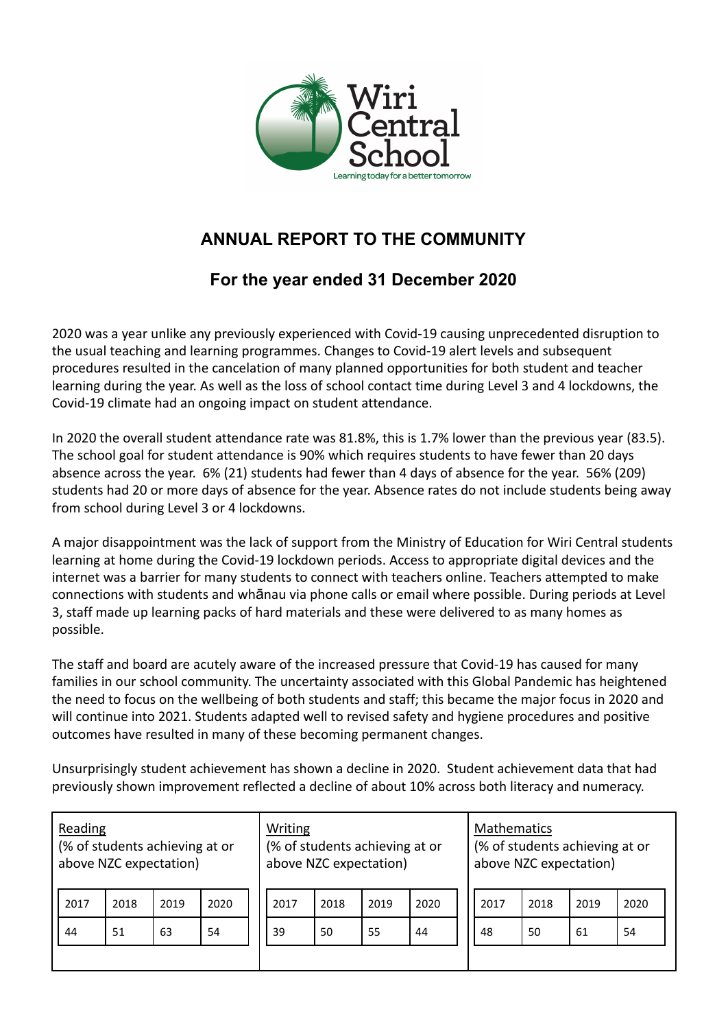# ANNUAL REPORT TO THE COMMUNITY

## For the year ended 31 December 2020

2020 was a year unlike any previously experienced with Covid-19 causing unprecedented disruption to the usual teaching and learning programmes. Changes to Covid-19 alert levels and subsequent procedures resulted in the cancelation of many planned opportunities for both student and teacher learning during the year. As well as the loss of school contact time during Level 3 and 4 lockdowns, the Covid-19 climate had an ongoing impact on student attendance.

In 2020 the overall student attendance rate was 81.8%, this is 1.7% lower than the previous year (83.5). The school goal for student attendance is 90% which requires students to have fewer than 20 days absence across the year. 6% (21) students had fewer than 4 days of absence for the year. 56% (209) students had 20 or more days of absence for the year. Absence rates do not include students being away from school during Level 3 or 4 lockdowns.

A major disappointment was the lack of support from the Ministry of Education for Wiri Central students learning at home during the Covid-19 lockdown periods. Access to appropriate digital devices and the internet was a barrier for many students to connect with teachers online. Teachers attempted to make connections with students and whānau via phone calls or email where possible. During periods at Level 3, staff made up learning packs of hard materials and these were delivered to as many homes as possible.

The staff and board are acutely aware of the increased pressure that Covid-19 has caused for many families in our school community. The uncertainty associated with this Global Pandemic has heightened the need to focus on the wellbeing of both students and staff; this became the major focus in 2020 and will continue into 2021. Students adapted well to revised safety and hygiene procedures and positive outcomes have resulted in many of these becoming permanent changes.

Unsurprisingly student achievement has shown a decline in 2020. Student achievement data that had previously shown improvement reflected a decline of about 10% across both literacy and numeracy.

**Reading** (% of students achieving at or above NZC expectation)

| 2017 | 2018 | 2019 | 2020 |
|---|---|---|---|
| 44 | 51 | 63 | 54 |

**Writing** (% of students achieving at or above NZC expectation)

| 2017 | 2018 | 2019 | 2020 |
|---|---|---|---|
| 39 | 50 | 55 | 44 |

**Mathematics** (% of students achieving at or above NZC expectation)

| 2017 | 2018 | 2019 | 2020 |
|---|---|---|---|
| 48 | 50 | 61 | 54 |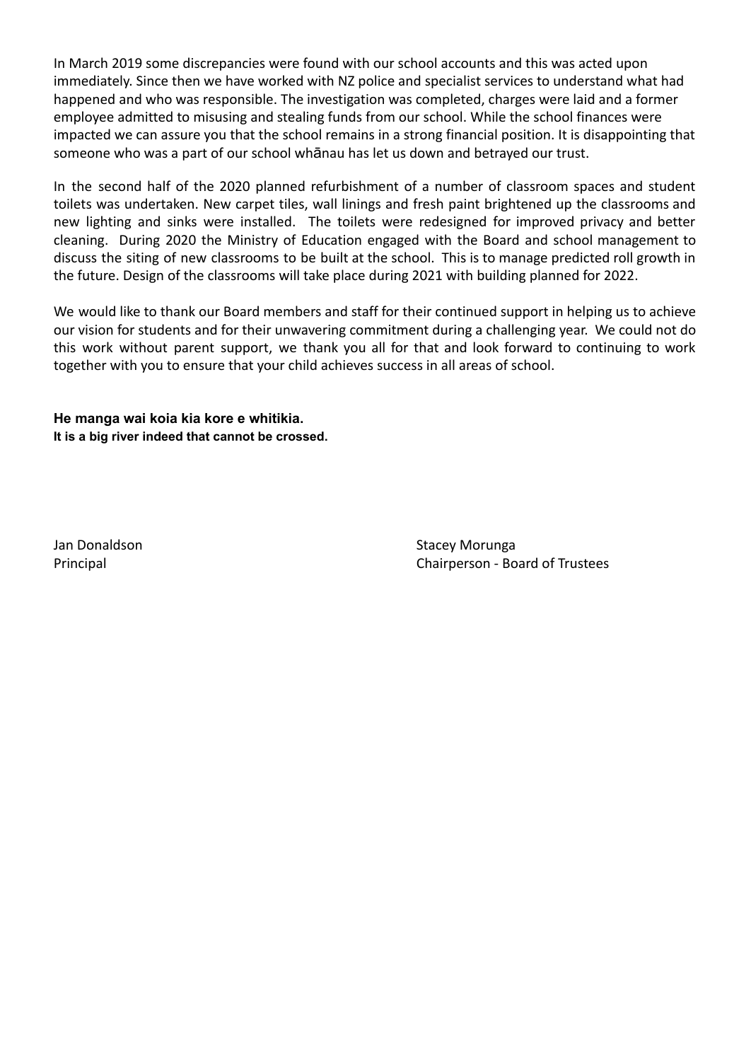In March 2019 some discrepancies were found with our school accounts and this was acted upon immediately. Since then we have worked with NZ police and specialist services to understand what had happened and who was responsible. The investigation was completed, charges were laid and a former employee admitted to misusing and stealing funds from our school. While the school finances were impacted we can assure you that the school remains in a strong financial position. It is disappointing that someone who was a part of our school whānau has let us down and betrayed our trust.

In the second half of the 2020 planned refurbishment of a number of classroom spaces and student toilets was undertaken. New carpet tiles, wall linings and fresh paint brightened up the classrooms and new lighting and sinks were installed. The toilets were redesigned for improved privacy and better cleaning. During 2020 the Ministry of Education engaged with the Board and school management to discuss the siting of new classrooms to be built at the school. This is to manage predicted roll growth in the future. Design of the classrooms will take place during 2021 with building planned for 2022.

We would like to thank our Board members and staff for their continued support in helping us to achieve our vision for students and for their unwavering commitment during a challenging year. We could not do this work without parent support, we thank you all for that and look forward to continuing to work together with you to ensure that your child achieves success in all areas of school.

**He manga wai koia kia kore e whitikia.**
**It is a big river indeed that cannot be crossed.**

Jan Donaldson
Principal

Stacey Morunga
Chairperson - Board of Trustees